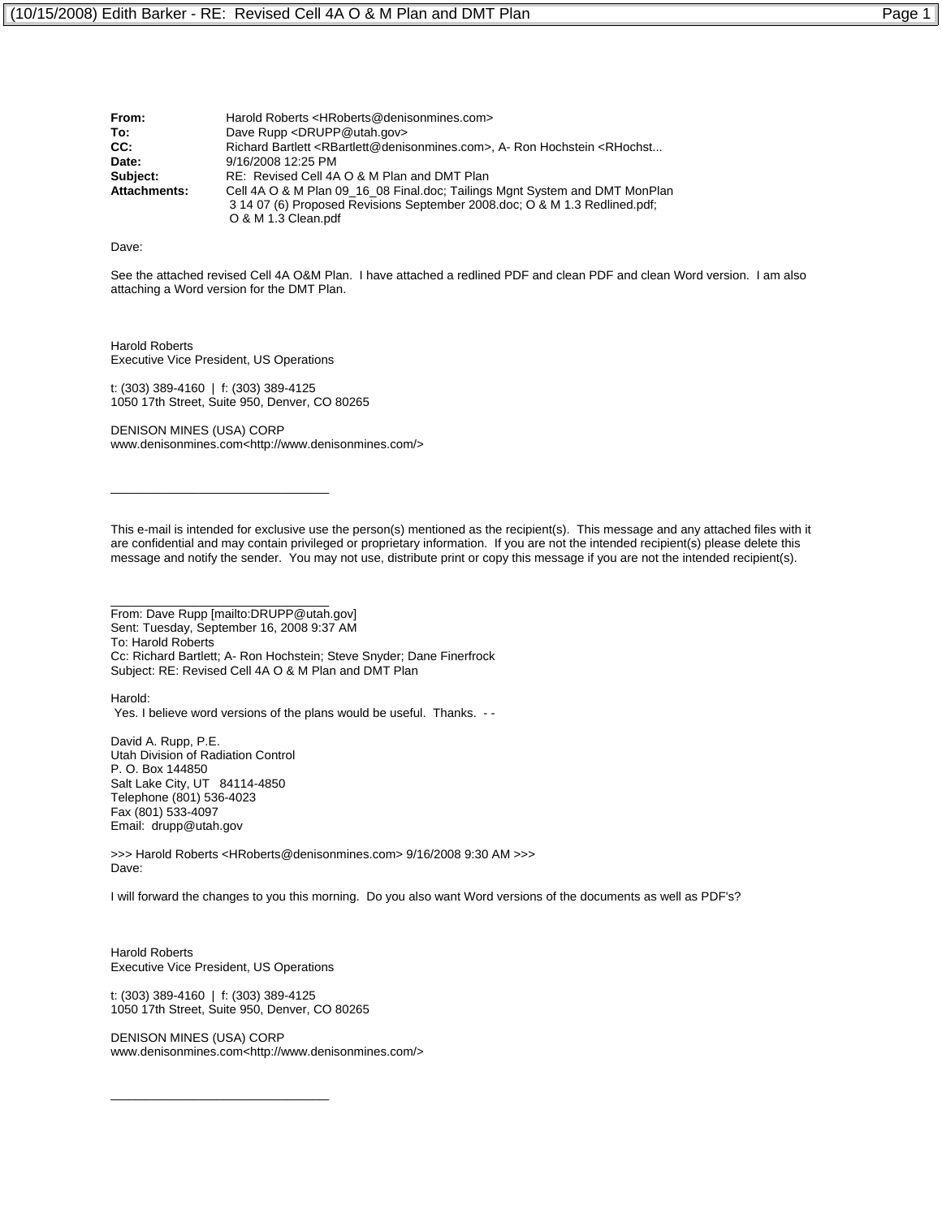**From:** Harold Roberts <HRoberts@denisonmines.com>
**To:** Dave Rupp <DRUPP@utah.gov>
**CC:** Richard Bartlett <RBartlett@denisonmines.com>, A- Ron Hochstein <RHochst...
**Date:** 9/16/2008 12:25 PM
**Subject:** RE: Revised Cell 4A O & M Plan and DMT Plan
**Attachments:** Cell 4A O & M Plan 09_16_08 Final.doc; Tailings Mgnt System and DMT MonPlan 3 14 07 (6) Proposed Revisions September 2008.doc; O & M 1.3 Redlined.pdf; O & M 1.3 Clean.pdf

Dave:

See the attached revised Cell 4A O&M Plan. I have attached a redlined PDF and clean PDF and clean Word version. I am also attaching a Word version for the DMT Plan.

Harold Roberts
Executive Vice President, US Operations

t: (303) 389-4160 | f: (303) 389-4125
1050 17th Street, Suite 950, Denver, CO 80265

DENISON MINES (USA) CORP
www.denisonmines.com<http://www.denisonmines.com/>

---

This e-mail is intended for exclusive use the person(s) mentioned as the recipient(s). This message and any attached files with it are confidential and may contain privileged or proprietary information. If you are not the intended recipient(s) please delete this message and notify the sender. You may not use, distribute print or copy this message if you are not the intended recipient(s).

---

From: Dave Rupp [mailto:DRUPP@utah.gov]
Sent: Tuesday, September 16, 2008 9:37 AM
To: Harold Roberts
Cc: Richard Bartlett; A- Ron Hochstein; Steve Snyder; Dane Finerfrock
Subject: RE: Revised Cell 4A O & M Plan and DMT Plan

Harold:
Yes. I believe word versions of the plans would be useful. Thanks. - -

David A. Rupp, P.E.
Utah Division of Radiation Control
P. O. Box 144850
Salt Lake City, UT 84114-4850
Telephone (801) 536-4023
Fax (801) 533-4097
Email: drupp@utah.gov

>>> Harold Roberts <HRoberts@denisonmines.com> 9/16/2008 9:30 AM >>>
Dave:

I will forward the changes to you this morning. Do you also want Word versions of the documents as well as PDF's?

Harold Roberts
Executive Vice President, US Operations

t: (303) 389-4160 | f: (303) 389-4125
1050 17th Street, Suite 950, Denver, CO 80265

DENISON MINES (USA) CORP
www.denisonmines.com<http://www.denisonmines.com/>

---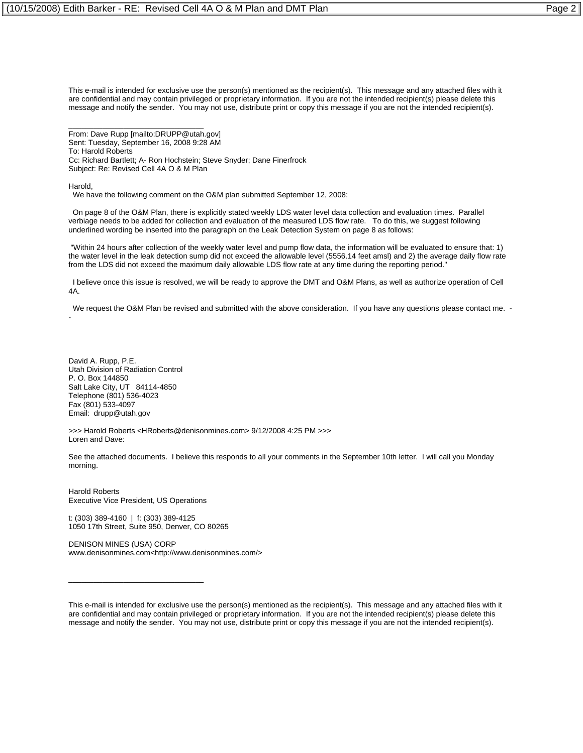This e-mail is intended for exclusive use the person(s) mentioned as the recipient(s). This message and any attached files with it are confidential and may contain privileged or proprietary information. If you are not the intended recipient(s) please delete this message and notify the sender. You may not use, distribute print or copy this message if you are not the intended recipient(s).

---

From: Dave Rupp [mailto:DRUPP@utah.gov]
Sent: Tuesday, September 16, 2008 9:28 AM
To: Harold Roberts
Cc: Richard Bartlett; A- Ron Hochstein; Steve Snyder; Dane Finerfrock
Subject: Re: Revised Cell 4A O & M Plan

Harold,

We have the following comment on the O&M plan submitted September 12, 2008:

On page 8 of the O&M Plan, there is explicitly stated weekly LDS water level data collection and evaluation times. Parallel verbiage needs to be added for collection and evaluation of the measured LDS flow rate. To do this, we suggest following underlined wording be inserted into the paragraph on the Leak Detection System on page 8 as follows:

"Within 24 hours after collection of the weekly water level and pump flow data, the information will be evaluated to ensure that: 1) the water level in the leak detection sump did not exceed the allowable level (5556.14 feet amsl) and 2) the average daily flow rate from the LDS did not exceed the maximum daily allowable LDS flow rate at any time during the reporting period."

I believe once this issue is resolved, we will be ready to approve the DMT and O&M Plans, as well as authorize operation of Cell 4A.

We request the O&M Plan be revised and submitted with the above consideration. If you have any questions please contact me. --

David A. Rupp, P.E.
Utah Division of Radiation Control
P. O. Box 144850
Salt Lake City, UT 84114-4850
Telephone (801) 536-4023
Fax (801) 533-4097
Email: drupp@utah.gov

>>> Harold Roberts <HRoberts@denisonmines.com> 9/12/2008 4:25 PM >>>
Loren and Dave:

See the attached documents. I believe this responds to all your comments in the September 10th letter. I will call you Monday morning.

Harold Roberts
Executive Vice President, US Operations

t: (303) 389-4160 | f: (303) 389-4125
1050 17th Street, Suite 950, Denver, CO 80265

DENISON MINES (USA) CORP
www.denisonmines.com<http://www.denisonmines.com/>

---

This e-mail is intended for exclusive use the person(s) mentioned as the recipient(s). This message and any attached files with it are confidential and may contain privileged or proprietary information. If you are not the intended recipient(s) please delete this message and notify the sender. You may not use, distribute print or copy this message if you are not the intended recipient(s).